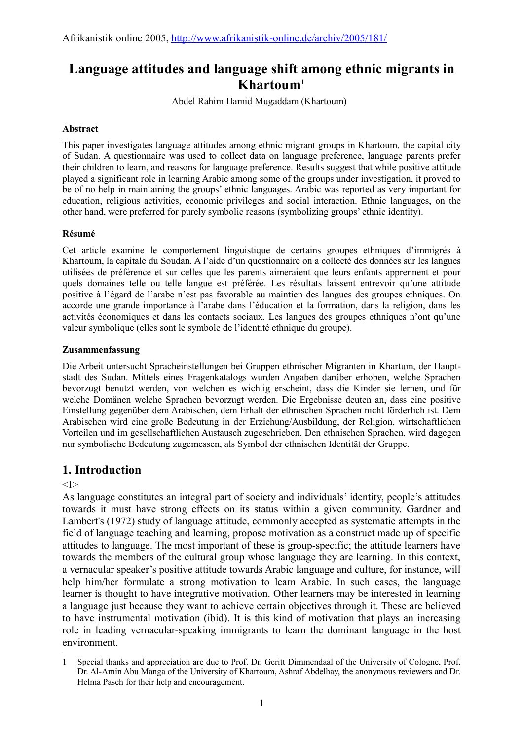Afrikanistik online 2005, http://www.afrikanistik-online.de/archiv/2005/181/

# Language attitudes and language shift among ethnic migrants in Khartoum[1]

Abdel Rahim Hamid Mugaddam (Khartoum)

**Abstract**

This paper investigates language attitudes among ethnic migrant groups in Khartoum, the capital city of Sudan. A questionnaire was used to collect data on language preference, language parents prefer their children to learn, and reasons for language preference. Results suggest that while positive attitude played a significant role in learning Arabic among some of the groups under investigation, it proved to be of no help in maintaining the groups' ethnic languages. Arabic was reported as very important for education, religious activities, economic privileges and social interaction. Ethnic languages, on the other hand, were preferred for purely symbolic reasons (symbolizing groups' ethnic identity).

**Résumé**

Cet article examine le comportement linguistique de certains groupes ethniques d'immigrés à Khartoum, la capitale du Soudan. A l'aide d'un questionnaire on a collecté des données sur les langues utilisées de préférence et sur celles que les parents aimeraient que leurs enfants apprennent et pour quels domaines telle ou telle langue est préférée. Les résultats laissent entrevoir qu'une attitude positive à l'égard de l'arabe n'est pas favorable au maintien des langues des groupes ethniques. On accorde une grande importance à l'arabe dans l'éducation et la formation, dans la religion, dans les activités économiques et dans les contacts sociaux. Les langues des groupes ethniques n'ont qu'une valeur symbolique (elles sont le symbole de l'identité ethnique du groupe).

**Zusammenfassung**

Die Arbeit untersucht Spracheinstellungen bei Gruppen ethnischer Migranten in Khartum, der Hauptstadt des Sudan. Mittels eines Fragenkatalogs wurden Angaben darüber erhoben, welche Sprachen bevorzugt benutzt werden, von welchen es wichtig erscheint, dass die Kinder sie lernen, und für welche Domänen welche Sprachen bevorzugt werden. Die Ergebnisse deuten an, dass eine positive Einstellung gegenüber dem Arabischen, dem Erhalt der ethnischen Sprachen nicht förderlich ist. Dem Arabischen wird eine große Bedeutung in der Erziehung/Ausbildung, der Religion, wirtschaftlichen Vorteilen und im gesellschaftlichen Austausch zugeschrieben. Den ethnischen Sprachen, wird dagegen nur symbolische Bedeutung zugemessen, als Symbol der ethnischen Identität der Gruppe.

## 1. Introduction

<1>

As language constitutes an integral part of society and individuals' identity, people's attitudes towards it must have strong effects on its status within a given community. Gardner and Lambert's (1972) study of language attitude, commonly accepted as systematic attempts in the field of language teaching and learning, propose motivation as a construct made up of specific attitudes to language. The most important of these is group-specific; the attitude learners have towards the members of the cultural group whose language they are learning. In this context, a vernacular speaker's positive attitude towards Arabic language and culture, for instance, will help him/her formulate a strong motivation to learn Arabic. In such cases, the language learner is thought to have integrative motivation. Other learners may be interested in learning a language just because they want to achieve certain objectives through it. These are believed to have instrumental motivation (ibid). It is this kind of motivation that plays an increasing role in leading vernacular-speaking immigrants to learn the dominant language in the host environment.

---

1 Special thanks and appreciation are due to Prof. Dr. Geritt Dimmendaal of the University of Cologne, Prof. Dr. Al-Amin Abu Manga of the University of Khartoum, Ashraf Abdelhay, the anonymous reviewers and Dr. Helma Pasch for their help and encouragement.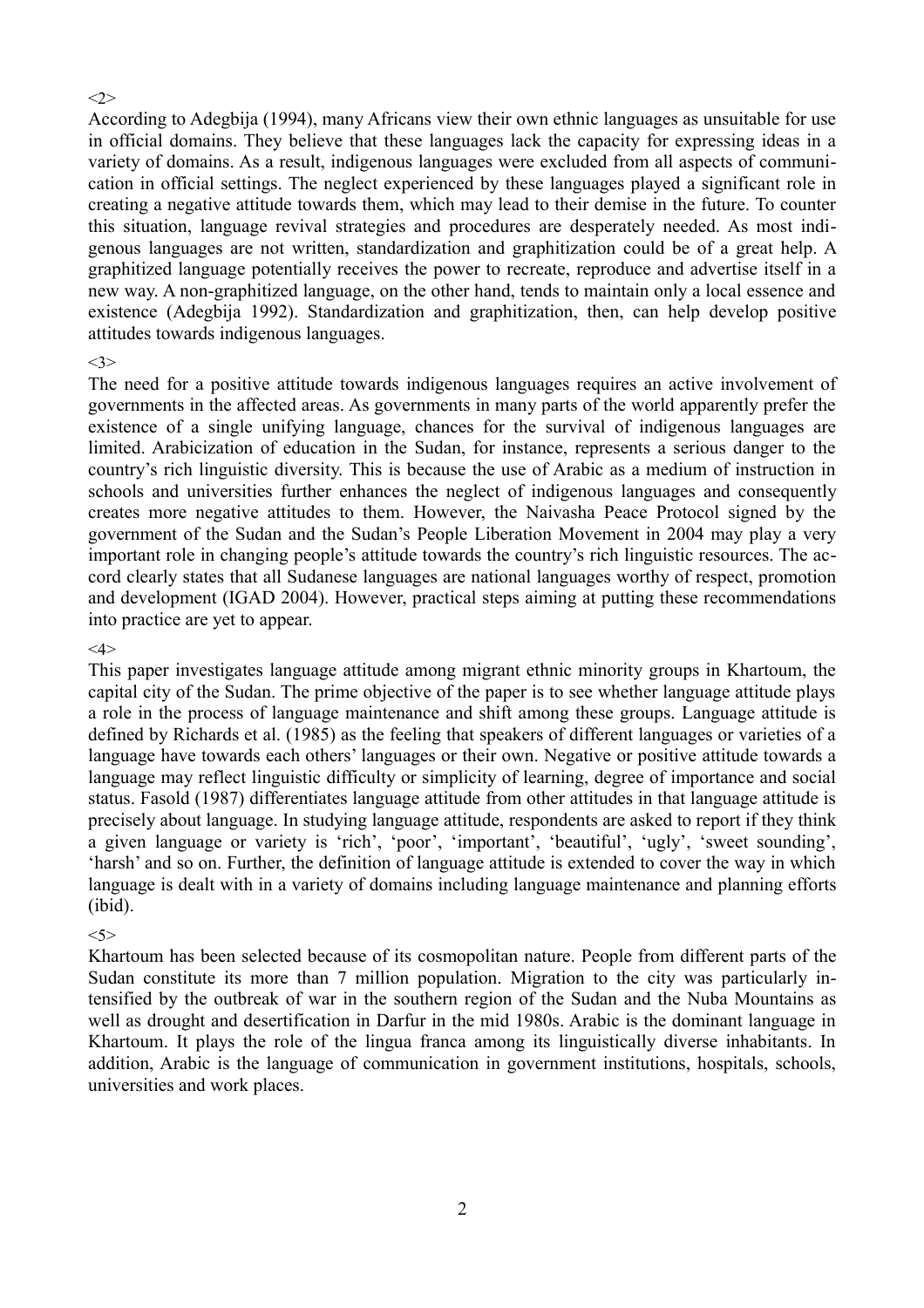<2>

According to Adegbija (1994), many Africans view their own ethnic languages as unsuitable for use in official domains. They believe that these languages lack the capacity for expressing ideas in a variety of domains. As a result, indigenous languages were excluded from all aspects of communication in official settings. The neglect experienced by these languages played a significant role in creating a negative attitude towards them, which may lead to their demise in the future. To counter this situation, language revival strategies and procedures are desperately needed. As most indigenous languages are not written, standardization and graphitization could be of a great help. A graphitized language potentially receives the power to recreate, reproduce and advertise itself in a new way. A non-graphitized language, on the other hand, tends to maintain only a local essence and existence (Adegbija 1992). Standardization and graphitization, then, can help develop positive attitudes towards indigenous languages.

<3>

The need for a positive attitude towards indigenous languages requires an active involvement of governments in the affected areas. As governments in many parts of the world apparently prefer the existence of a single unifying language, chances for the survival of indigenous languages are limited. Arabicization of education in the Sudan, for instance, represents a serious danger to the country's rich linguistic diversity. This is because the use of Arabic as a medium of instruction in schools and universities further enhances the neglect of indigenous languages and consequently creates more negative attitudes to them. However, the Naivasha Peace Protocol signed by the government of the Sudan and the Sudan's People Liberation Movement in 2004 may play a very important role in changing people's attitude towards the country's rich linguistic resources. The accord clearly states that all Sudanese languages are national languages worthy of respect, promotion and development (IGAD 2004). However, practical steps aiming at putting these recommendations into practice are yet to appear.

<4>

This paper investigates language attitude among migrant ethnic minority groups in Khartoum, the capital city of the Sudan. The prime objective of the paper is to see whether language attitude plays a role in the process of language maintenance and shift among these groups. Language attitude is defined by Richards et al. (1985) as the feeling that speakers of different languages or varieties of a language have towards each others' languages or their own. Negative or positive attitude towards a language may reflect linguistic difficulty or simplicity of learning, degree of importance and social status. Fasold (1987) differentiates language attitude from other attitudes in that language attitude is precisely about language. In studying language attitude, respondents are asked to report if they think a given language or variety is 'rich', 'poor', 'important', 'beautiful', 'ugly', 'sweet sounding', 'harsh' and so on. Further, the definition of language attitude is extended to cover the way in which language is dealt with in a variety of domains including language maintenance and planning efforts (ibid).

<5>

Khartoum has been selected because of its cosmopolitan nature. People from different parts of the Sudan constitute its more than 7 million population. Migration to the city was particularly intensified by the outbreak of war in the southern region of the Sudan and the Nuba Mountains as well as drought and desertification in Darfur in the mid 1980s. Arabic is the dominant language in Khartoum. It plays the role of the lingua franca among its linguistically diverse inhabitants. In addition, Arabic is the language of communication in government institutions, hospitals, schools, universities and work places.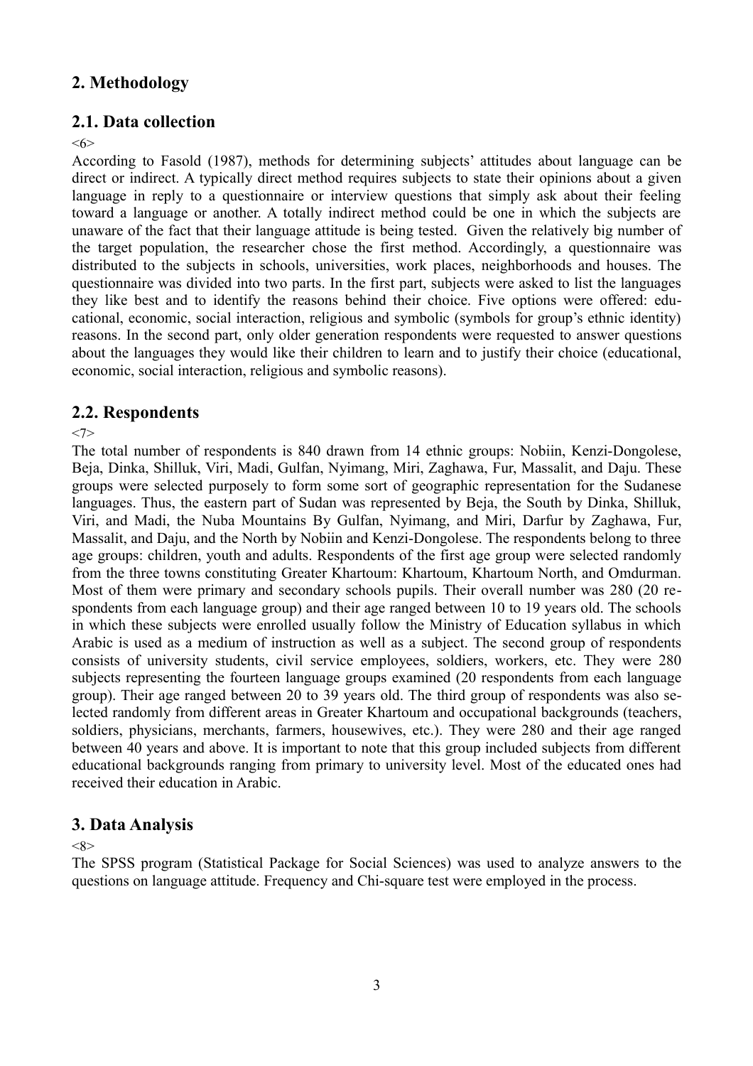## 2. Methodology

### 2.1. Data collection

<6>

According to Fasold (1987), methods for determining subjects' attitudes about language can be direct or indirect. A typically direct method requires subjects to state their opinions about a given language in reply to a questionnaire or interview questions that simply ask about their feeling toward a language or another. A totally indirect method could be one in which the subjects are unaware of the fact that their language attitude is being tested. Given the relatively big number of the target population, the researcher chose the first method. Accordingly, a questionnaire was distributed to the subjects in schools, universities, work places, neighborhoods and houses. The questionnaire was divided into two parts. In the first part, subjects were asked to list the languages they like best and to identify the reasons behind their choice. Five options were offered: educational, economic, social interaction, religious and symbolic (symbols for group's ethnic identity) reasons. In the second part, only older generation respondents were requested to answer questions about the languages they would like their children to learn and to justify their choice (educational, economic, social interaction, religious and symbolic reasons).

### 2.2. Respondents

<7>

The total number of respondents is 840 drawn from 14 ethnic groups: Nobiin, Kenzi-Dongolese, Beja, Dinka, Shilluk, Viri, Madi, Gulfan, Nyimang, Miri, Zaghawa, Fur, Massalit, and Daju. These groups were selected purposely to form some sort of geographic representation for the Sudanese languages. Thus, the eastern part of Sudan was represented by Beja, the South by Dinka, Shilluk, Viri, and Madi, the Nuba Mountains By Gulfan, Nyimang, and Miri, Darfur by Zaghawa, Fur, Massalit, and Daju, and the North by Nobiin and Kenzi-Dongolese. The respondents belong to three age groups: children, youth and adults. Respondents of the first age group were selected randomly from the three towns constituting Greater Khartoum: Khartoum, Khartoum North, and Omdurman. Most of them were primary and secondary schools pupils. Their overall number was 280 (20 respondents from each language group) and their age ranged between 10 to 19 years old. The schools in which these subjects were enrolled usually follow the Ministry of Education syllabus in which Arabic is used as a medium of instruction as well as a subject. The second group of respondents consists of university students, civil service employees, soldiers, workers, etc. They were 280 subjects representing the fourteen language groups examined (20 respondents from each language group). Their age ranged between 20 to 39 years old. The third group of respondents was also selected randomly from different areas in Greater Khartoum and occupational backgrounds (teachers, soldiers, physicians, merchants, farmers, housewives, etc.). They were 280 and their age ranged between 40 years and above. It is important to note that this group included subjects from different educational backgrounds ranging from primary to university level. Most of the educated ones had received their education in Arabic.

## 3. Data Analysis

<8>

The SPSS program (Statistical Package for Social Sciences) was used to analyze answers to the questions on language attitude. Frequency and Chi-square test were employed in the process.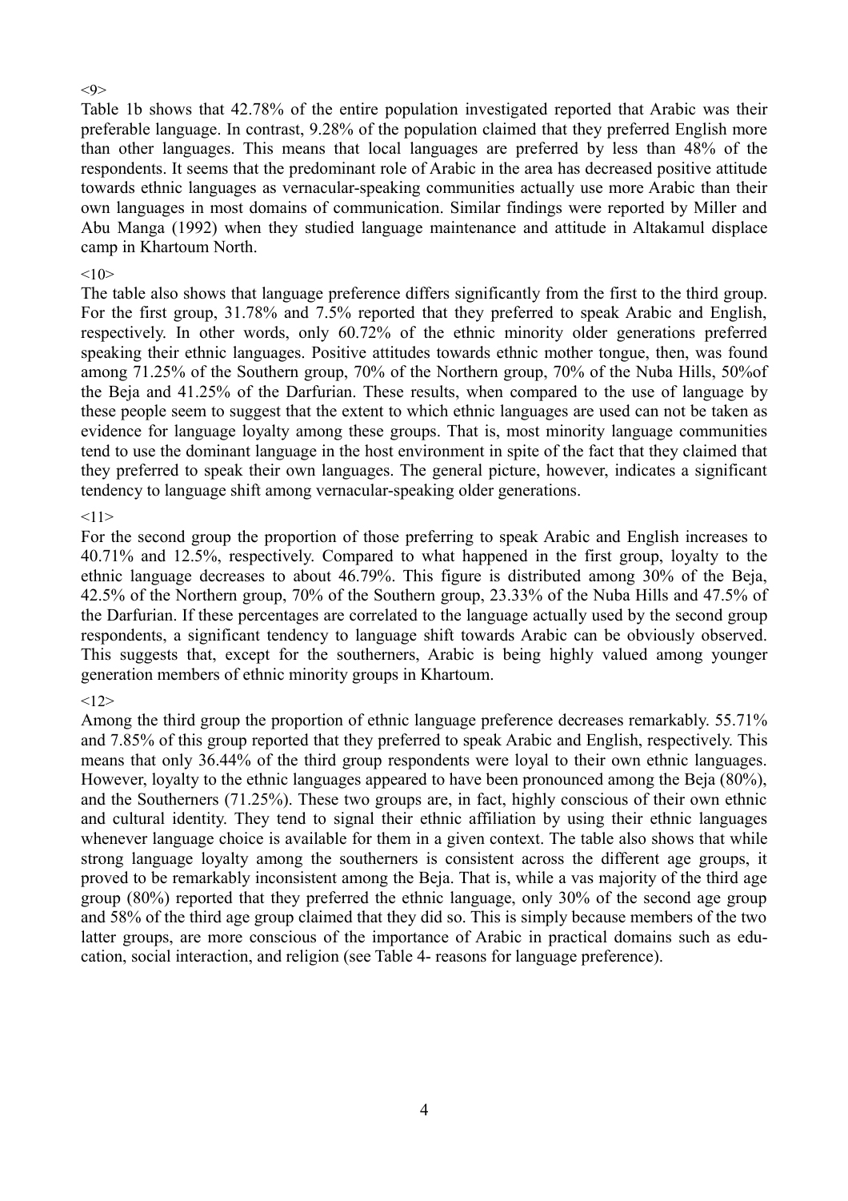<9>

Table 1b shows that 42.78% of the entire population investigated reported that Arabic was their preferable language. In contrast, 9.28% of the population claimed that they preferred English more than other languages. This means that local languages are preferred by less than 48% of the respondents. It seems that the predominant role of Arabic in the area has decreased positive attitude towards ethnic languages as vernacular-speaking communities actually use more Arabic than their own languages in most domains of communication. Similar findings were reported by Miller and Abu Manga (1992) when they studied language maintenance and attitude in Altakamul displace camp in Khartoum North.

<10>

The table also shows that language preference differs significantly from the first to the third group. For the first group, 31.78% and 7.5% reported that they preferred to speak Arabic and English, respectively. In other words, only 60.72% of the ethnic minority older generations preferred speaking their ethnic languages. Positive attitudes towards ethnic mother tongue, then, was found among 71.25% of the Southern group, 70% of the Northern group, 70% of the Nuba Hills, 50%of the Beja and 41.25% of the Darfurian. These results, when compared to the use of language by these people seem to suggest that the extent to which ethnic languages are used can not be taken as evidence for language loyalty among these groups. That is, most minority language communities tend to use the dominant language in the host environment in spite of the fact that they claimed that they preferred to speak their own languages. The general picture, however, indicates a significant tendency to language shift among vernacular-speaking older generations.

<11>

For the second group the proportion of those preferring to speak Arabic and English increases to 40.71% and 12.5%, respectively. Compared to what happened in the first group, loyalty to the ethnic language decreases to about 46.79%. This figure is distributed among 30% of the Beja, 42.5% of the Northern group, 70% of the Southern group, 23.33% of the Nuba Hills and 47.5% of the Darfurian. If these percentages are correlated to the language actually used by the second group respondents, a significant tendency to language shift towards Arabic can be obviously observed. This suggests that, except for the southerners, Arabic is being highly valued among younger generation members of ethnic minority groups in Khartoum.

<12>

Among the third group the proportion of ethnic language preference decreases remarkably. 55.71% and 7.85% of this group reported that they preferred to speak Arabic and English, respectively. This means that only 36.44% of the third group respondents were loyal to their own ethnic languages. However, loyalty to the ethnic languages appeared to have been pronounced among the Beja (80%), and the Southerners (71.25%). These two groups are, in fact, highly conscious of their own ethnic and cultural identity. They tend to signal their ethnic affiliation by using their ethnic languages whenever language choice is available for them in a given context. The table also shows that while strong language loyalty among the southerners is consistent across the different age groups, it proved to be remarkably inconsistent among the Beja. That is, while a vas majority of the third age group (80%) reported that they preferred the ethnic language, only 30% of the second age group and 58% of the third age group claimed that they did so. This is simply because members of the two latter groups, are more conscious of the importance of Arabic in practical domains such as education, social interaction, and religion (see Table 4- reasons for language preference).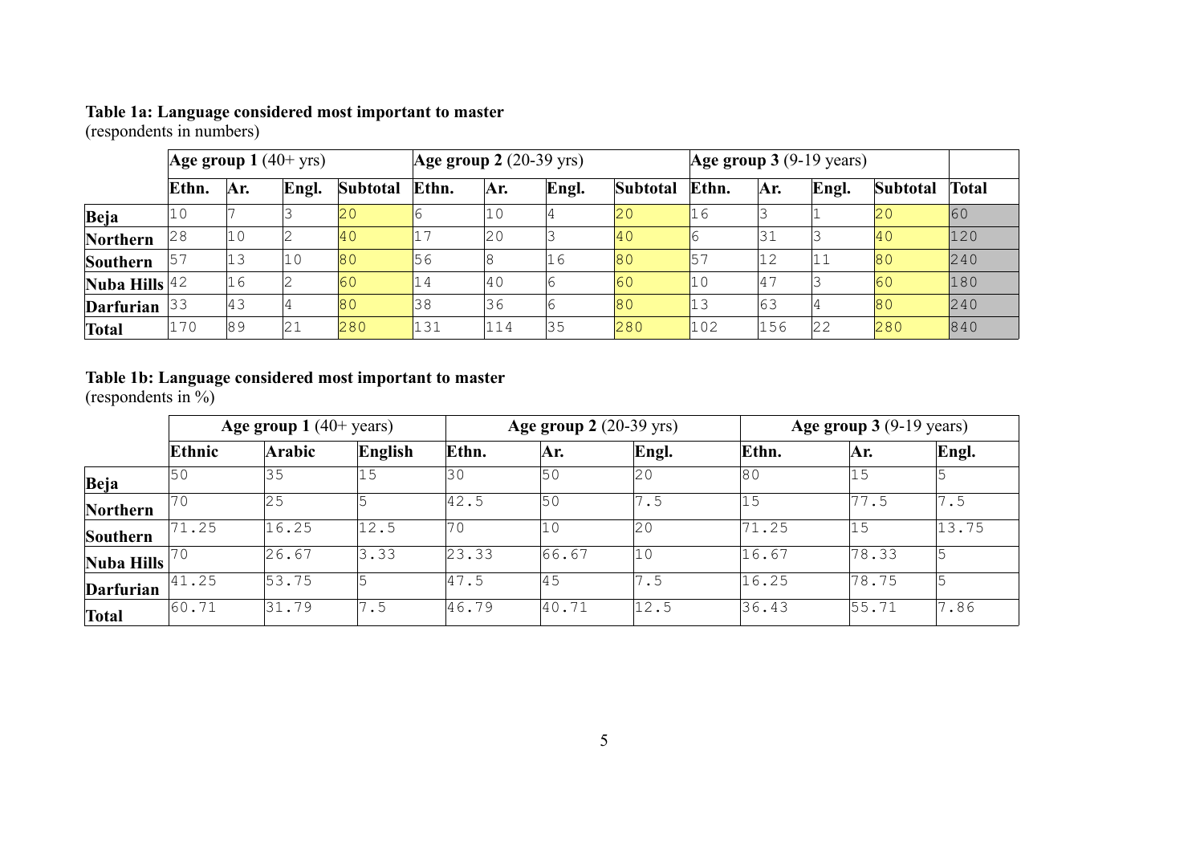**Table 1a: Language considered most important to master**
(respondents in numbers)

| | **Age group 1** (40+ yrs) | | | | **Age group 2** (20-39 yrs) | | | | **Age group 3** (9-19 years) | | | | |
|---|---|---|---|---|---|---|---|---|---|---|---|---|---|
| | **Ethn.** | **Ar.** | **Engl.** | **Subtotal** | **Ethn.** | **Ar.** | **Engl.** | **Subtotal** | **Ethn.** | **Ar.** | **Engl.** | **Subtotal** | **Total** |
| **Beja** | 10 | 7 | 3 | 20 | 6 | 10 | 4 | 20 | 16 | 3 | 1 | 20 | 60 |
| **Northern** | 28 | 10 | 2 | 40 | 17 | 20 | 3 | 40 | 6 | 31 | 3 | 40 | 120 |
| **Southern** | 57 | 13 | 10 | 80 | 56 | 8 | 16 | 80 | 57 | 12 | 11 | 80 | 240 |
| **Nuba Hills** | 42 | 16 | 2 | 60 | 14 | 40 | 6 | 60 | 10 | 47 | 3 | 60 | 180 |
| **Darfurian** | 33 | 43 | 4 | 80 | 38 | 36 | 6 | 80 | 13 | 63 | 4 | 80 | 240 |
| **Total** | 170 | 89 | 21 | 280 | 131 | 114 | 35 | 280 | 102 | 156 | 22 | 280 | 840 |

**Table 1b: Language considered most important to master**
(respondents in %)

| | **Age group 1** (40+ years) | | | **Age group 2** (20-39 yrs) | | | **Age group 3** (9-19 years) | | |
|---|---|---|---|---|---|---|---|---|---|
| | **Ethnic** | **Arabic** | **English** | **Ethn.** | **Ar.** | **Engl.** | **Ethn.** | **Ar.** | **Engl.** |
| **Beja** | 50 | 35 | 15 | 30 | 50 | 20 | 80 | 15 | 5 |
| **Northern** | 70 | 25 | 5 | 42.5 | 50 | 7.5 | 15 | 77.5 | 7.5 |
| **Southern** | 71.25 | 16.25 | 12.5 | 70 | 10 | 20 | 71.25 | 15 | 13.75 |
| **Nuba Hills** | 70 | 26.67 | 3.33 | 23.33 | 66.67 | 10 | 16.67 | 78.33 | 5 |
| **Darfurian** | 41.25 | 53.75 | 5 | 47.5 | 45 | 7.5 | 16.25 | 78.75 | 5 |
| **Total** | 60.71 | 31.79 | 7.5 | 46.79 | 40.71 | 12.5 | 36.43 | 55.71 | 7.86 |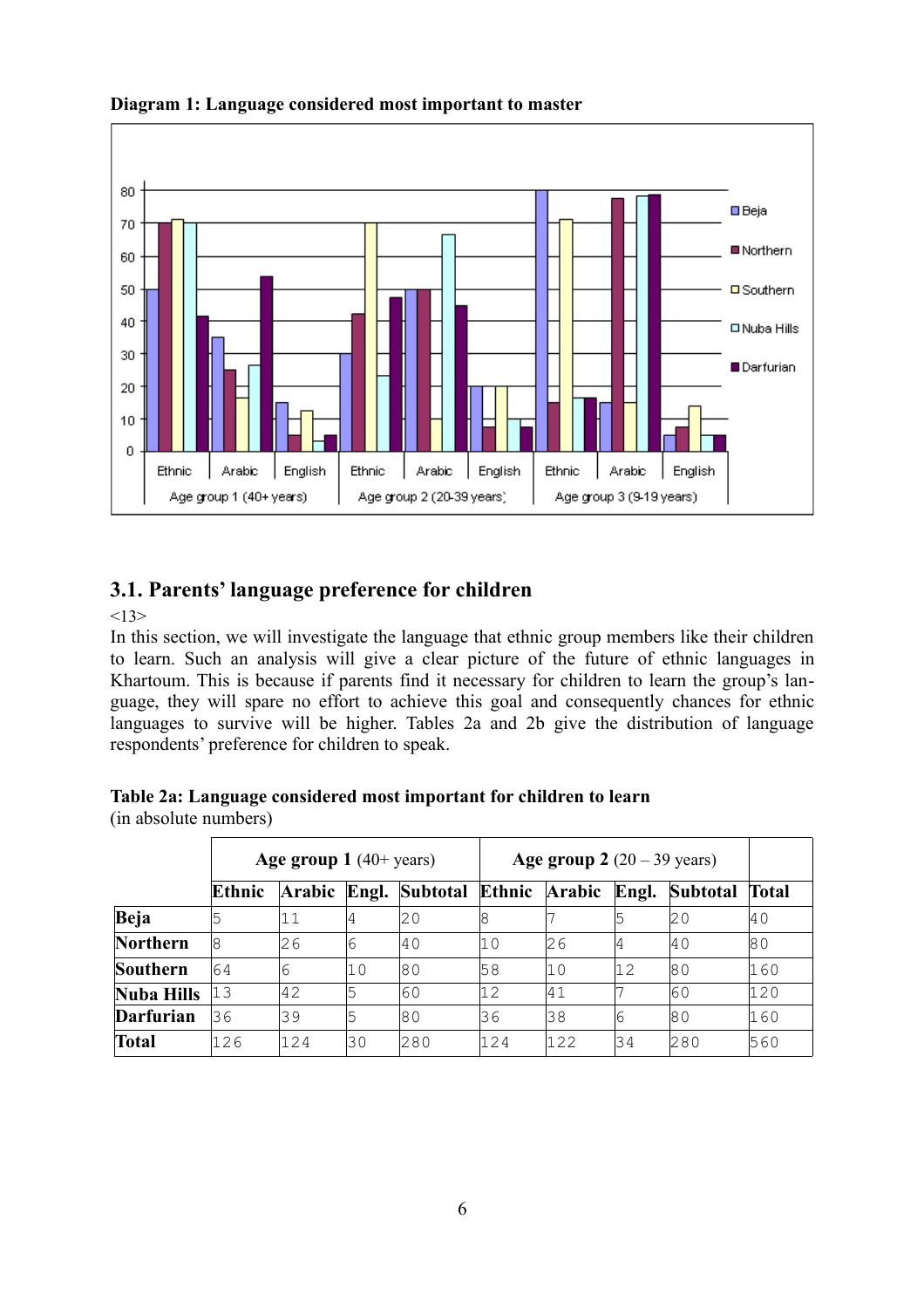**Diagram 1: Language considered most important to master**

## 3.1. Parents' language preference for children

<13>

In this section, we will investigate the language that ethnic group members like their children to learn. Such an analysis will give a clear picture of the future of ethnic languages in Khartoum. This is because if parents find it necessary for children to learn the group's language, they will spare no effort to achieve this goal and consequently chances for ethnic languages to survive will be higher. Tables 2a and 2b give the distribution of language respondents' preference for children to speak.

**Table 2a: Language considered most important for children to learn**
(in absolute numbers)

| | **Age group 1** (40+ years) | | | | **Age group 2** (20 – 39 years) | | | | |
|---|---|---|---|---|---|---|---|---|---|
| | **Ethnic** | **Arabic** | **Engl.** | **Subtotal** | **Ethnic** | **Arabic** | **Engl.** | **Subtotal** | **Total** |
| **Beja** | 5 | 11 | 4 | 20 | 8 | 7 | 5 | 20 | 40 |
| **Northern** | 8 | 26 | 6 | 40 | 10 | 26 | 4 | 40 | 80 |
| **Southern** | 64 | 6 | 10 | 80 | 58 | 10 | 12 | 80 | 160 |
| **Nuba Hills** | 13 | 42 | 5 | 60 | 12 | 41 | 7 | 60 | 120 |
| **Darfurian** | 36 | 39 | 5 | 80 | 36 | 38 | 6 | 80 | 160 |
| **Total** | 126 | 124 | 30 | 280 | 124 | 122 | 34 | 280 | 560 |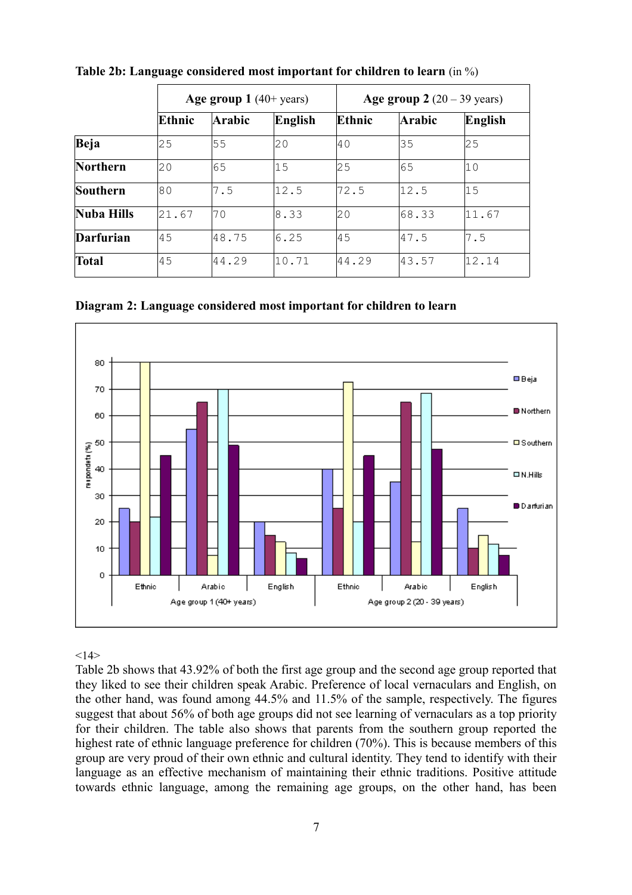**Table 2b: Language considered most important for children to learn** (in %)

| | **Age group 1** (40+ years) | | | **Age group 2** (20 – 39 years) | | |
|---|---|---|---|---|---|---|
| | **Ethnic** | **Arabic** | **English** | **Ethnic** | **Arabic** | **English** |
| **Beja** | 25 | 55 | 20 | 40 | 35 | 25 |
| **Northern** | 20 | 65 | 15 | 25 | 65 | 10 |
| **Southern** | 80 | 7.5 | 12.5 | 72.5 | 12.5 | 15 |
| **Nuba Hills** | 21.67 | 70 | 8.33 | 20 | 68.33 | 11.67 |
| **Darfurian** | 45 | 48.75 | 6.25 | 45 | 47.5 | 7.5 |
| **Total** | 45 | 44.29 | 10.71 | 44.29 | 43.57 | 12.14 |

**Diagram 2: Language considered most important for children to learn**

<14>
Table 2b shows that 43.92% of both the first age group and the second age group reported that they liked to see their children speak Arabic. Preference of local vernaculars and English, on the other hand, was found among 44.5% and 11.5% of the sample, respectively. The figures suggest that about 56% of both age groups did not see learning of vernaculars as a top priority for their children. The table also shows that parents from the southern group reported the highest rate of ethnic language preference for children (70%). This is because members of this group are very proud of their own ethnic and cultural identity. They tend to identify with their language as an effective mechanism of maintaining their ethnic traditions. Positive attitude towards ethnic language, among the remaining age groups, on the other hand, has been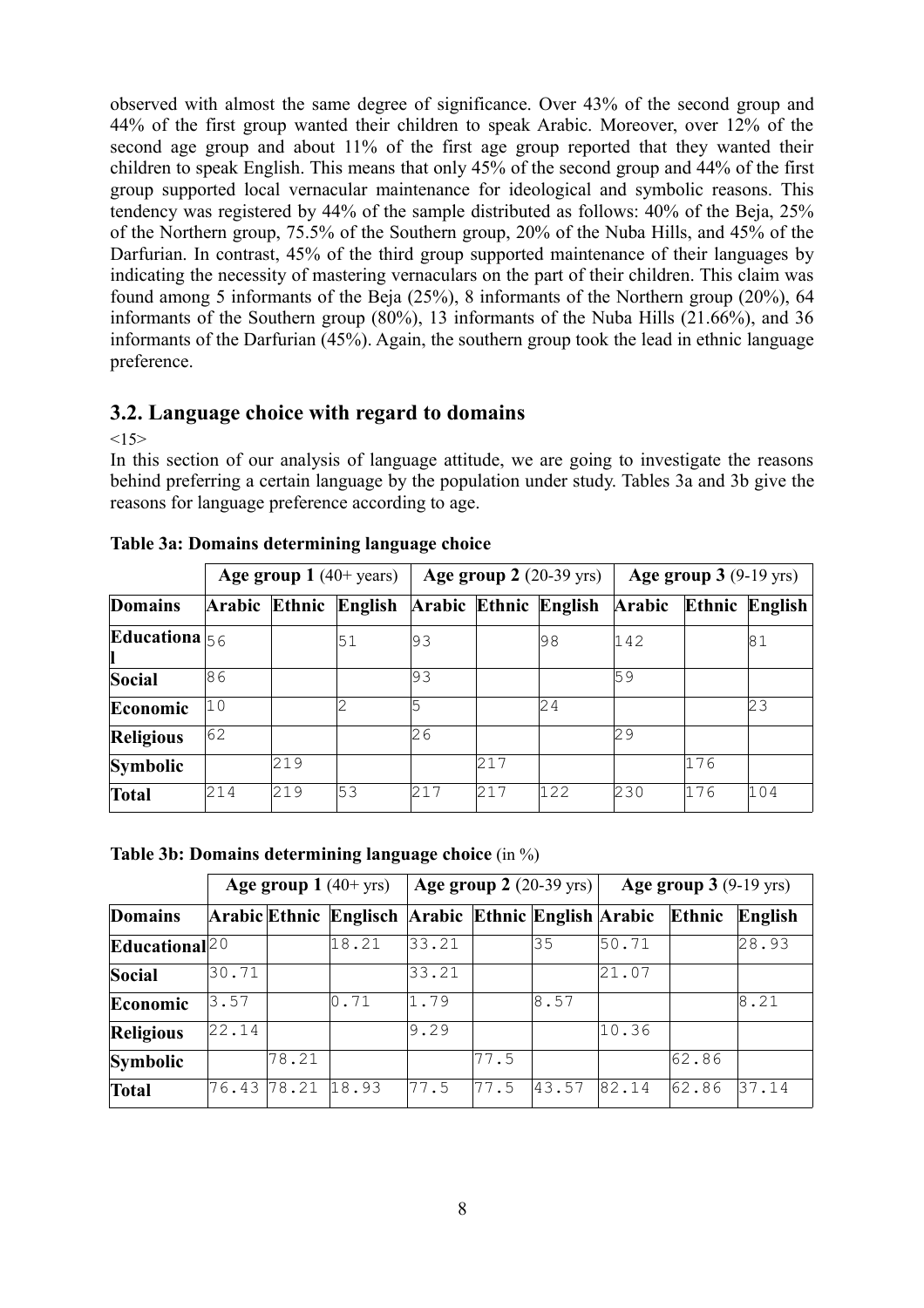observed with almost the same degree of significance. Over 43% of the second group and 44% of the first group wanted their children to speak Arabic. Moreover, over 12% of the second age group and about 11% of the first age group reported that they wanted their children to speak English. This means that only 45% of the second group and 44% of the first group supported local vernacular maintenance for ideological and symbolic reasons. This tendency was registered by 44% of the sample distributed as follows: 40% of the Beja, 25% of the Northern group, 75.5% of the Southern group, 20% of the Nuba Hills, and 45% of the Darfurian. In contrast, 45% of the third group supported maintenance of their languages by indicating the necessity of mastering vernaculars on the part of their children. This claim was found among 5 informants of the Beja (25%), 8 informants of the Northern group (20%), 64 informants of the Southern group (80%), 13 informants of the Nuba Hills (21.66%), and 36 informants of the Darfurian (45%). Again, the southern group took the lead in ethnic language preference.

## 3.2. Language choice with regard to domains

<15>

In this section of our analysis of language attitude, we are going to investigate the reasons behind preferring a certain language by the population under study. Tables 3a and 3b give the reasons for language preference according to age.

**Table 3a: Domains determining language choice**

| | **Age group 1** (40+ years) | | | **Age group 2** (20-39 yrs) | | | **Age group 3** (9-19 yrs) | | |
|---|---|---|---|---|---|---|---|---|---|
| **Domains** | **Arabic** | **Ethnic** | **English** | **Arabic** | **Ethnic** | **English** | **Arabic** | **Ethnic** | **English** |
| **Educational** | 56 | | 51 | 93 | | 98 | 142 | | 81 |
| **Social** | 86 | | | 93 | | | 59 | | |
| **Economic** | 10 | | 2 | 5 | | 24 | | | 23 |
| **Religious** | 62 | | | 26 | | | 29 | | |
| **Symbolic** | | 219 | | | 217 | | | 176 | |
| **Total** | 214 | 219 | 53 | 217 | 217 | 122 | 230 | 176 | 104 |

**Table 3b: Domains determining language choice** (in %)

| | **Age group 1** (40+ yrs) | | | **Age group 2** (20-39 yrs) | | | **Age group 3** (9-19 yrs) | | |
|---|---|---|---|---|---|---|---|---|---|
| **Domains** | **Arabic** | **Ethnic** | **Englisch** | **Arabic** | **Ethnic** | **English** | **Arabic** | **Ethnic** | **English** |
| **Educational** | 20 | | 18.21 | 33.21 | | 35 | 50.71 | | 28.93 |
| **Social** | 30.71 | | | 33.21 | | | 21.07 | | |
| **Economic** | 3.57 | | 0.71 | 1.79 | | 8.57 | | | 8.21 |
| **Religious** | 22.14 | | | 9.29 | | | 10.36 | | |
| **Symbolic** | | 78.21 | | | 77.5 | | | 62.86 | |
| **Total** | 76.43 | 78.21 | 18.93 | 77.5 | 77.5 | 43.57 | 82.14 | 62.86 | 37.14 |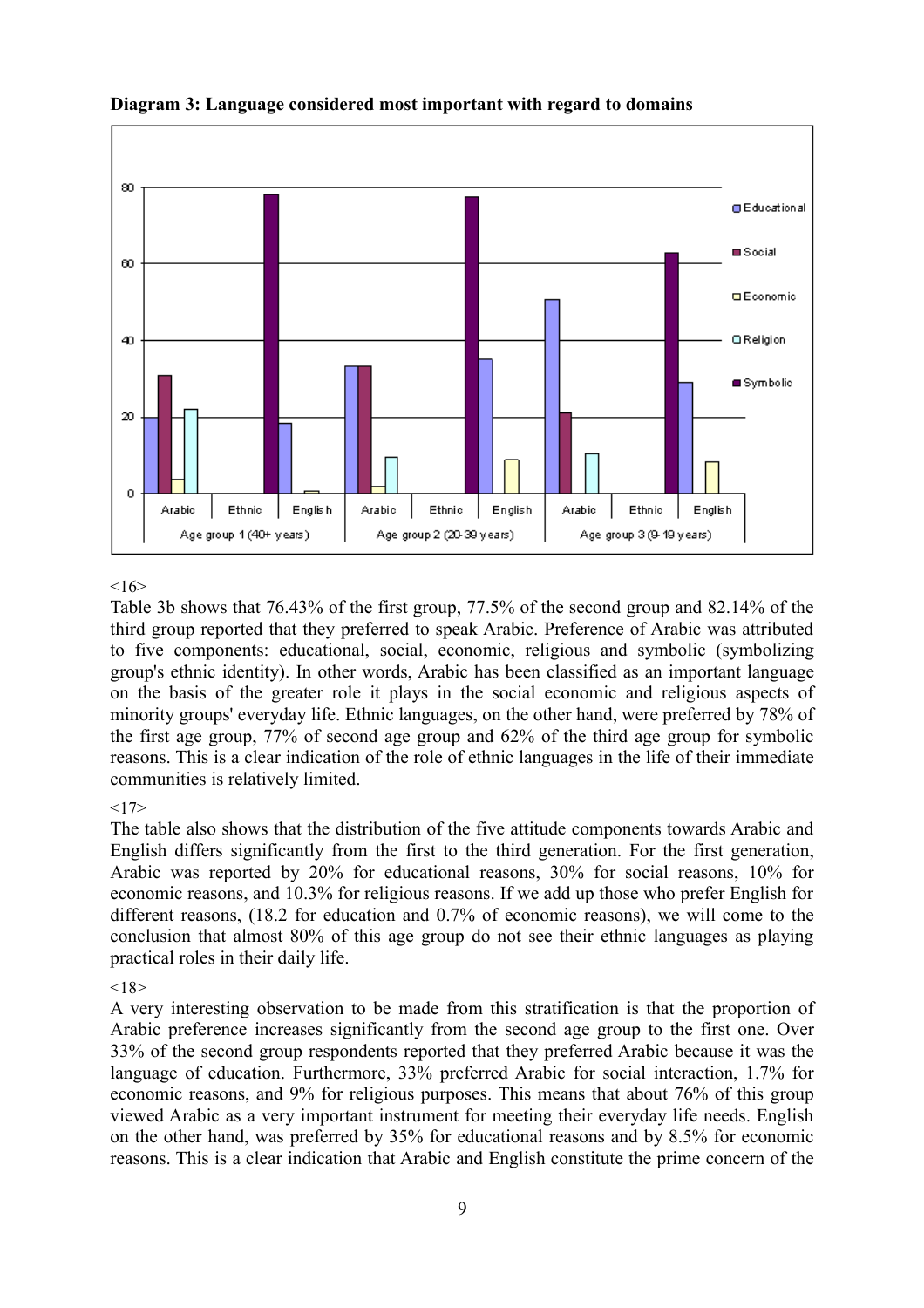**Diagram 3: Language considered most important with regard to domains**

<16>

Table 3b shows that 76.43% of the first group, 77.5% of the second group and 82.14% of the third group reported that they preferred to speak Arabic. Preference of Arabic was attributed to five components: educational, social, economic, religious and symbolic (symbolizing group's ethnic identity). In other words, Arabic has been classified as an important language on the basis of the greater role it plays in the social economic and religious aspects of minority groups' everyday life. Ethnic languages, on the other hand, were preferred by 78% of the first age group, 77% of second age group and 62% of the third age group for symbolic reasons. This is a clear indication of the role of ethnic languages in the life of their immediate communities is relatively limited.

<17>

The table also shows that the distribution of the five attitude components towards Arabic and English differs significantly from the first to the third generation. For the first generation, Arabic was reported by 20% for educational reasons, 30% for social reasons, 10% for economic reasons, and 10.3% for religious reasons. If we add up those who prefer English for different reasons, (18.2 for education and 0.7% of economic reasons), we will come to the conclusion that almost 80% of this age group do not see their ethnic languages as playing practical roles in their daily life.

<18>

A very interesting observation to be made from this stratification is that the proportion of Arabic preference increases significantly from the second age group to the first one. Over 33% of the second group respondents reported that they preferred Arabic because it was the language of education. Furthermore, 33% preferred Arabic for social interaction, 1.7% for economic reasons, and 9% for religious purposes. This means that about 76% of this group viewed Arabic as a very important instrument for meeting their everyday life needs. English on the other hand, was preferred by 35% for educational reasons and by 8.5% for economic reasons. This is a clear indication that Arabic and English constitute the prime concern of the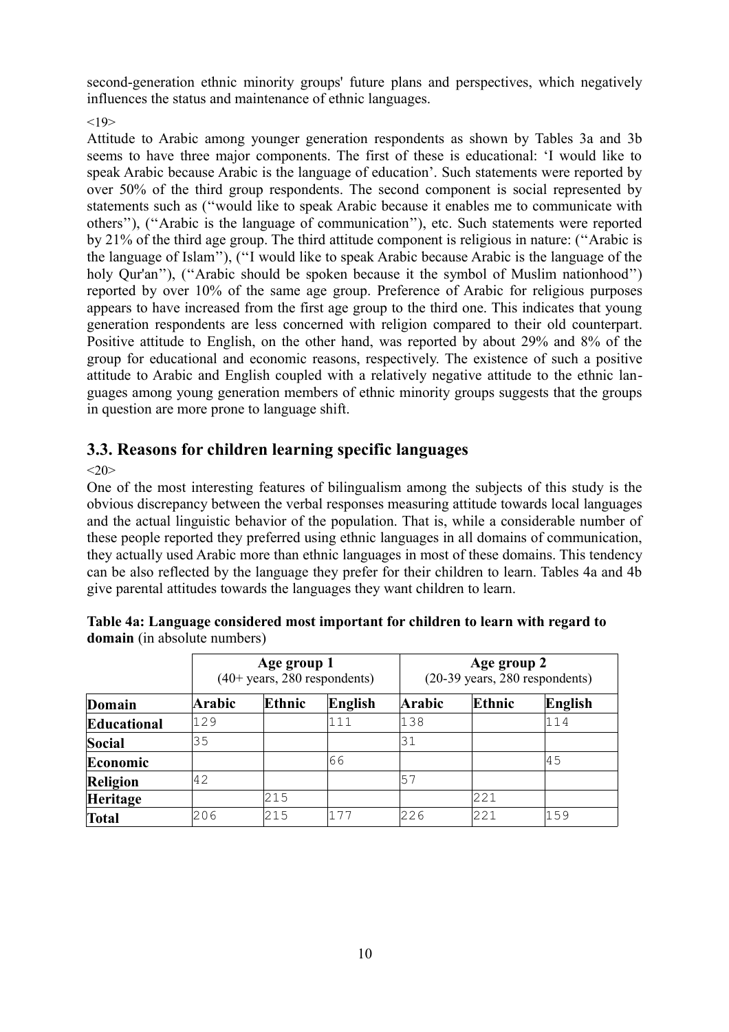second-generation ethnic minority groups' future plans and perspectives, which negatively influences the status and maintenance of ethnic languages.

<19>

Attitude to Arabic among younger generation respondents as shown by Tables 3a and 3b seems to have three major components. The first of these is educational: 'I would like to speak Arabic because Arabic is the language of education'. Such statements were reported by over 50% of the third group respondents. The second component is social represented by statements such as (''would like to speak Arabic because it enables me to communicate with others''), (''Arabic is the language of communication''), etc. Such statements were reported by 21% of the third age group. The third attitude component is religious in nature: (''Arabic is the language of Islam''), (''I would like to speak Arabic because Arabic is the language of the holy Qur'an''), (''Arabic should be spoken because it the symbol of Muslim nationhood'') reported by over 10% of the same age group. Preference of Arabic for religious purposes appears to have increased from the first age group to the third one. This indicates that young generation respondents are less concerned with religion compared to their old counterpart. Positive attitude to English, on the other hand, was reported by about 29% and 8% of the group for educational and economic reasons, respectively. The existence of such a positive attitude to Arabic and English coupled with a relatively negative attitude to the ethnic languages among young generation members of ethnic minority groups suggests that the groups in question are more prone to language shift.

## 3.3. Reasons for children learning specific languages

<20>

One of the most interesting features of bilingualism among the subjects of this study is the obvious discrepancy between the verbal responses measuring attitude towards local languages and the actual linguistic behavior of the population. That is, while a considerable number of these people reported they preferred using ethnic languages in all domains of communication, they actually used Arabic more than ethnic languages in most of these domains. This tendency can be also reflected by the language they prefer for their children to learn. Tables 4a and 4b give parental attitudes towards the languages they want children to learn.

**Table 4a: Language considered most important for children to learn with regard to domain** (in absolute numbers)

| | Age group 1 (40+ years, 280 respondents) | | | Age group 2 (20-39 years, 280 respondents) | | |
|---|---|---|---|---|---|---|
| **Domain** | **Arabic** | **Ethnic** | **English** | **Arabic** | **Ethnic** | **English** |
| **Educational** | 129 | | 111 | 138 | | 114 |
| **Social** | 35 | | | 31 | | |
| **Economic** | | | 66 | | | 45 |
| **Religion** | 42 | | | 57 | | |
| **Heritage** | | 215 | | | 221 | |
| **Total** | 206 | 215 | 177 | 226 | 221 | 159 |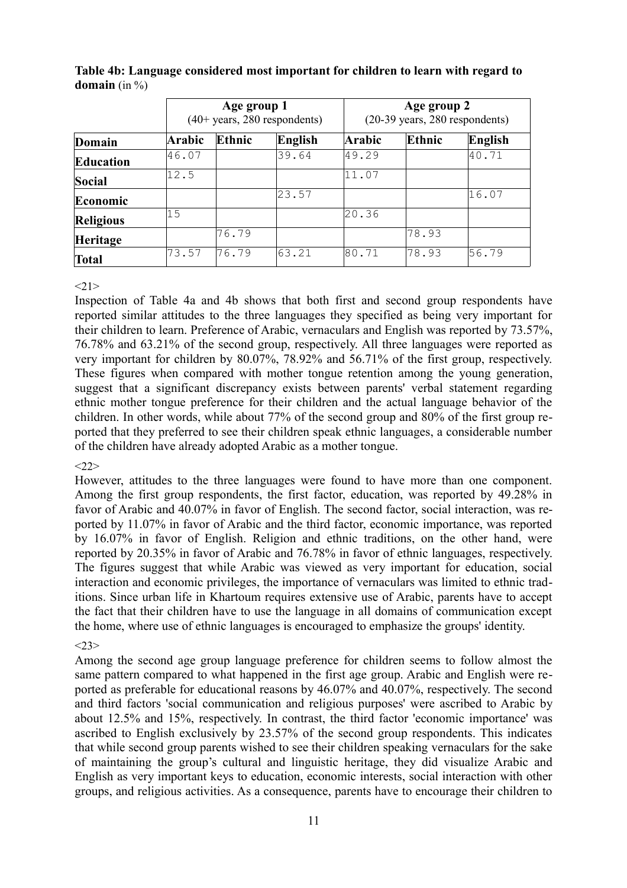**Table 4b: Language considered most important for children to learn with regard to domain** (in %)

| | Age group 1 (40+ years, 280 respondents) | | | Age group 2 (20-39 years, 280 respondents) | | |
|---|---|---|---|---|---|---|
| **Domain** | **Arabic** | **Ethnic** | **English** | **Arabic** | **Ethnic** | **English** |
| **Education** | 46.07 | | 39.64 | 49.29 | | 40.71 |
| **Social** | 12.5 | | | 11.07 | | |
| **Economic** | | | 23.57 | | | 16.07 |
| **Religious** | 15 | | | 20.36 | | |
| **Heritage** | | 76.79 | | | 78.93 | |
| **Total** | 73.57 | 76.79 | 63.21 | 80.71 | 78.93 | 56.79 |

<21>

Inspection of Table 4a and 4b shows that both first and second group respondents have reported similar attitudes to the three languages they specified as being very important for their children to learn. Preference of Arabic, vernaculars and English was reported by 73.57%, 76.78% and 63.21% of the second group, respectively. All three languages were reported as very important for children by 80.07%, 78.92% and 56.71% of the first group, respectively. These figures when compared with mother tongue retention among the young generation, suggest that a significant discrepancy exists between parents' verbal statement regarding ethnic mother tongue preference for their children and the actual language behavior of the children. In other words, while about 77% of the second group and 80% of the first group reported that they preferred to see their children speak ethnic languages, a considerable number of the children have already adopted Arabic as a mother tongue.

<22>

However, attitudes to the three languages were found to have more than one component. Among the first group respondents, the first factor, education, was reported by 49.28% in favor of Arabic and 40.07% in favor of English. The second factor, social interaction, was reported by 11.07% in favor of Arabic and the third factor, economic importance, was reported by 16.07% in favor of English. Religion and ethnic traditions, on the other hand, were reported by 20.35% in favor of Arabic and 76.78% in favor of ethnic languages, respectively. The figures suggest that while Arabic was viewed as very important for education, social interaction and economic privileges, the importance of vernaculars was limited to ethnic traditions. Since urban life in Khartoum requires extensive use of Arabic, parents have to accept the fact that their children have to use the language in all domains of communication except the home, where use of ethnic languages is encouraged to emphasize the groups' identity.

<23>

Among the second age group language preference for children seems to follow almost the same pattern compared to what happened in the first age group. Arabic and English were reported as preferable for educational reasons by 46.07% and 40.07%, respectively. The second and third factors 'social communication and religious purposes' were ascribed to Arabic by about 12.5% and 15%, respectively. In contrast, the third factor 'economic importance' was ascribed to English exclusively by 23.57% of the second group respondents. This indicates that while second group parents wished to see their children speaking vernaculars for the sake of maintaining the group's cultural and linguistic heritage, they did visualize Arabic and English as very important keys to education, economic interests, social interaction with other groups, and religious activities. As a consequence, parents have to encourage their children to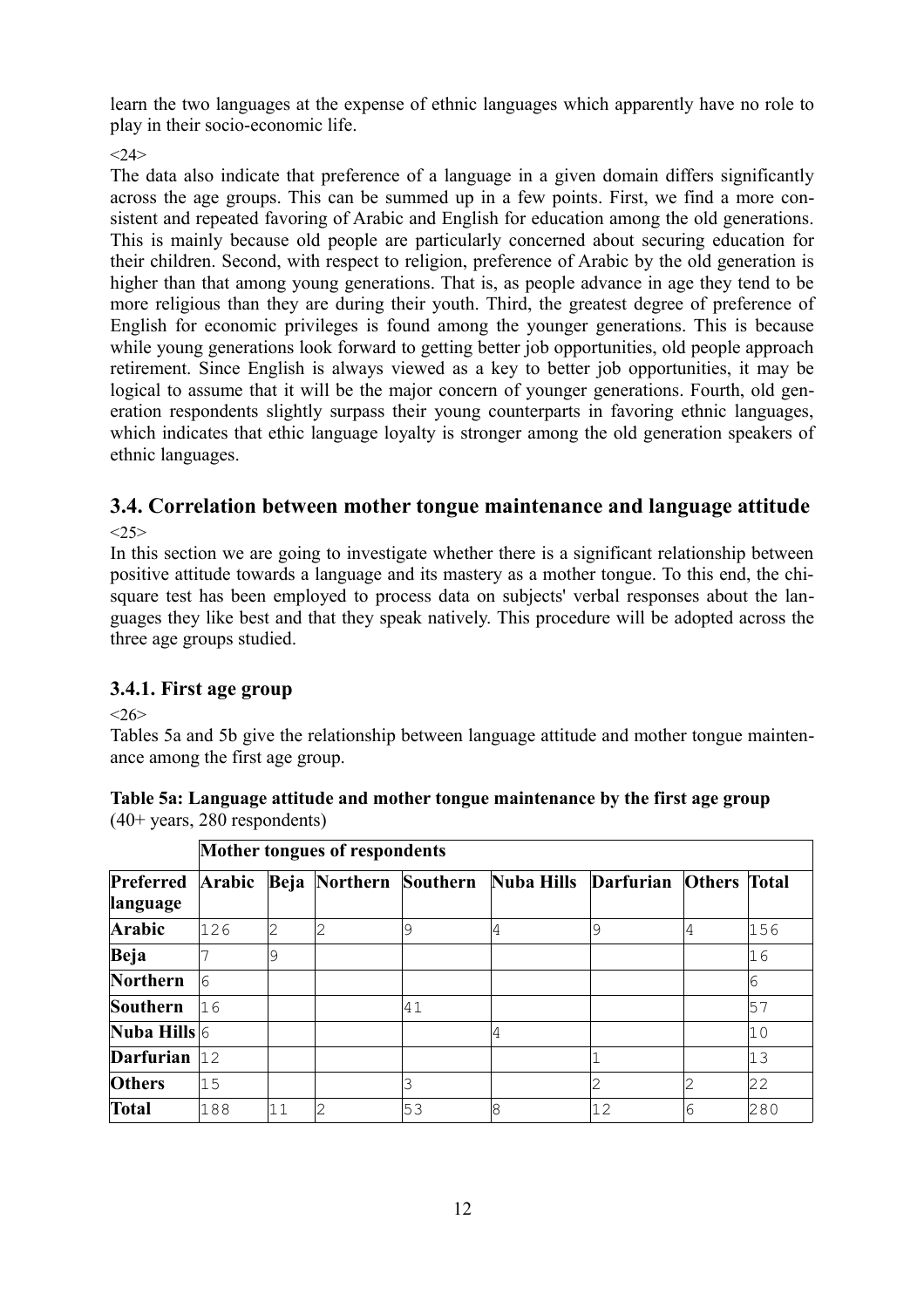learn the two languages at the expense of ethnic languages which apparently have no role to play in their socio-economic life.

<24>

The data also indicate that preference of a language in a given domain differs significantly across the age groups. This can be summed up in a few points. First, we find a more consistent and repeated favoring of Arabic and English for education among the old generations. This is mainly because old people are particularly concerned about securing education for their children. Second, with respect to religion, preference of Arabic by the old generation is higher than that among young generations. That is, as people advance in age they tend to be more religious than they are during their youth. Third, the greatest degree of preference of English for economic privileges is found among the younger generations. This is because while young generations look forward to getting better job opportunities, old people approach retirement. Since English is always viewed as a key to better job opportunities, it may be logical to assume that it will be the major concern of younger generations. Fourth, old generation respondents slightly surpass their young counterparts in favoring ethnic languages, which indicates that ethic language loyalty is stronger among the old generation speakers of ethnic languages.

## 3.4. Correlation between mother tongue maintenance and language attitude

<25>

In this section we are going to investigate whether there is a significant relationship between positive attitude towards a language and its mastery as a mother tongue. To this end, the chi-square test has been employed to process data on subjects' verbal responses about the languages they like best and that they speak natively. This procedure will be adopted across the three age groups studied.

### 3.4.1. First age group

<26>

Tables 5a and 5b give the relationship between language attitude and mother tongue maintenance among the first age group.

**Table 5a: Language attitude and mother tongue maintenance by the first age group** (40+ years, 280 respondents)

| | **Mother tongues of respondents** | | | | | | | |
|---|---|---|---|---|---|---|---|---|
| **Preferred language** | **Arabic** | **Beja** | **Northern** | **Southern** | **Nuba Hills** | **Darfurian** | **Others** | **Total** |
| **Arabic** | 126 | 2 | 2 | 9 | 4 | 9 | 4 | 156 |
| **Beja** | 7 | 9 | | | | | | 16 |
| **Northern** | 6 | | | | | | | 6 |
| **Southern** | 16 | | | 41 | | | | 57 |
| **Nuba Hills** | 6 | | | | 4 | | | 10 |
| **Darfurian** | 12 | | | | | 1 | | 13 |
| **Others** | 15 | | | 3 | | 2 | 2 | 22 |
| **Total** | 188 | 11 | 2 | 53 | 8 | 12 | 6 | 280 |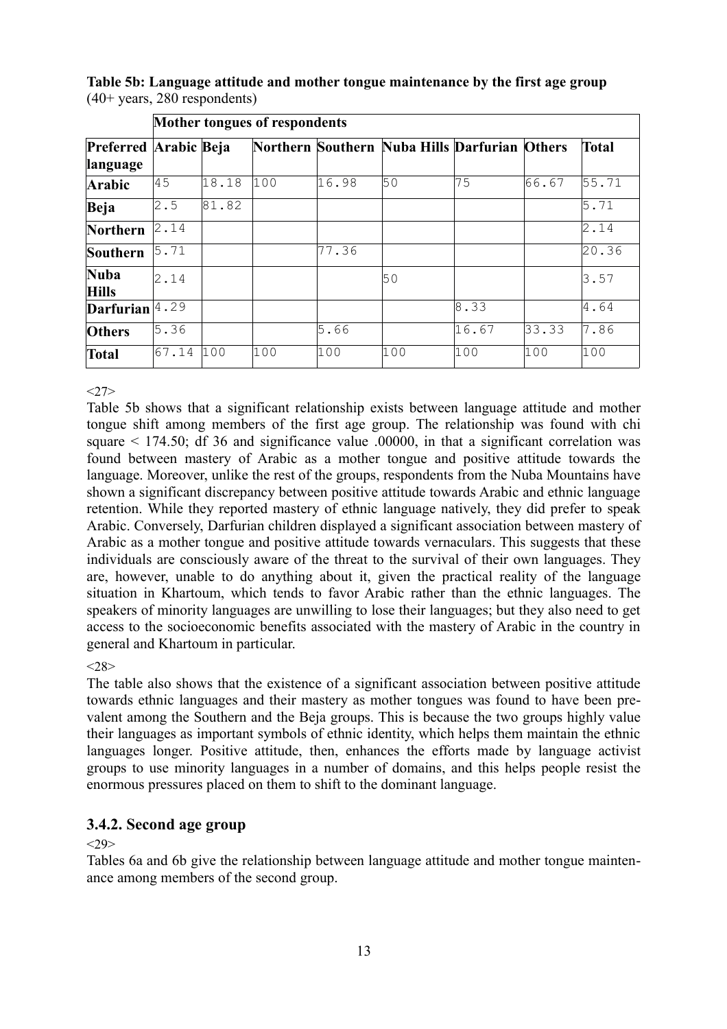**Table 5b: Language attitude and mother tongue maintenance by the first age group** (40+ years, 280 respondents)

| | Mother tongues of respondents | | | | | | | |
|---|---|---|---|---|---|---|---|---|
| **Preferred language** | **Arabic** | **Beja** | **Northern** | **Southern** | **Nuba Hills** | **Darfurian** | **Others** | **Total** |
| **Arabic** | 45 | 18.18 | 100 | 16.98 | 50 | 75 | 66.67 | 55.71 |
| **Beja** | 2.5 | 81.82 | | | | | | 5.71 |
| **Northern** | 2.14 | | | | | | | 2.14 |
| **Southern** | 5.71 | | | 77.36 | | | | 20.36 |
| **Nuba Hills** | 2.14 | | | | 50 | | | 3.57 |
| **Darfurian** | 4.29 | | | | | 8.33 | | 4.64 |
| **Others** | 5.36 | | | 5.66 | | 16.67 | 33.33 | 7.86 |
| **Total** | 67.14 | 100 | 100 | 100 | 100 | 100 | 100 | 100 |

<27>

Table 5b shows that a significant relationship exists between language attitude and mother tongue shift among members of the first age group. The relationship was found with chi square < 174.50; df 36 and significance value .00000, in that a significant correlation was found between mastery of Arabic as a mother tongue and positive attitude towards the language. Moreover, unlike the rest of the groups, respondents from the Nuba Mountains have shown a significant discrepancy between positive attitude towards Arabic and ethnic language retention. While they reported mastery of ethnic language natively, they did prefer to speak Arabic. Conversely, Darfurian children displayed a significant association between mastery of Arabic as a mother tongue and positive attitude towards vernaculars. This suggests that these individuals are consciously aware of the threat to the survival of their own languages. They are, however, unable to do anything about it, given the practical reality of the language situation in Khartoum, which tends to favor Arabic rather than the ethnic languages. The speakers of minority languages are unwilling to lose their languages; but they also need to get access to the socioeconomic benefits associated with the mastery of Arabic in the country in general and Khartoum in particular.

<28>

The table also shows that the existence of a significant association between positive attitude towards ethnic languages and their mastery as mother tongues was found to have been prevalent among the Southern and the Beja groups. This is because the two groups highly value their languages as important symbols of ethnic identity, which helps them maintain the ethnic languages longer. Positive attitude, then, enhances the efforts made by language activist groups to use minority languages in a number of domains, and this helps people resist the enormous pressures placed on them to shift to the dominant language.

### 3.4.2. Second age group

<29>

Tables 6a and 6b give the relationship between language attitude and mother tongue maintenance among members of the second group.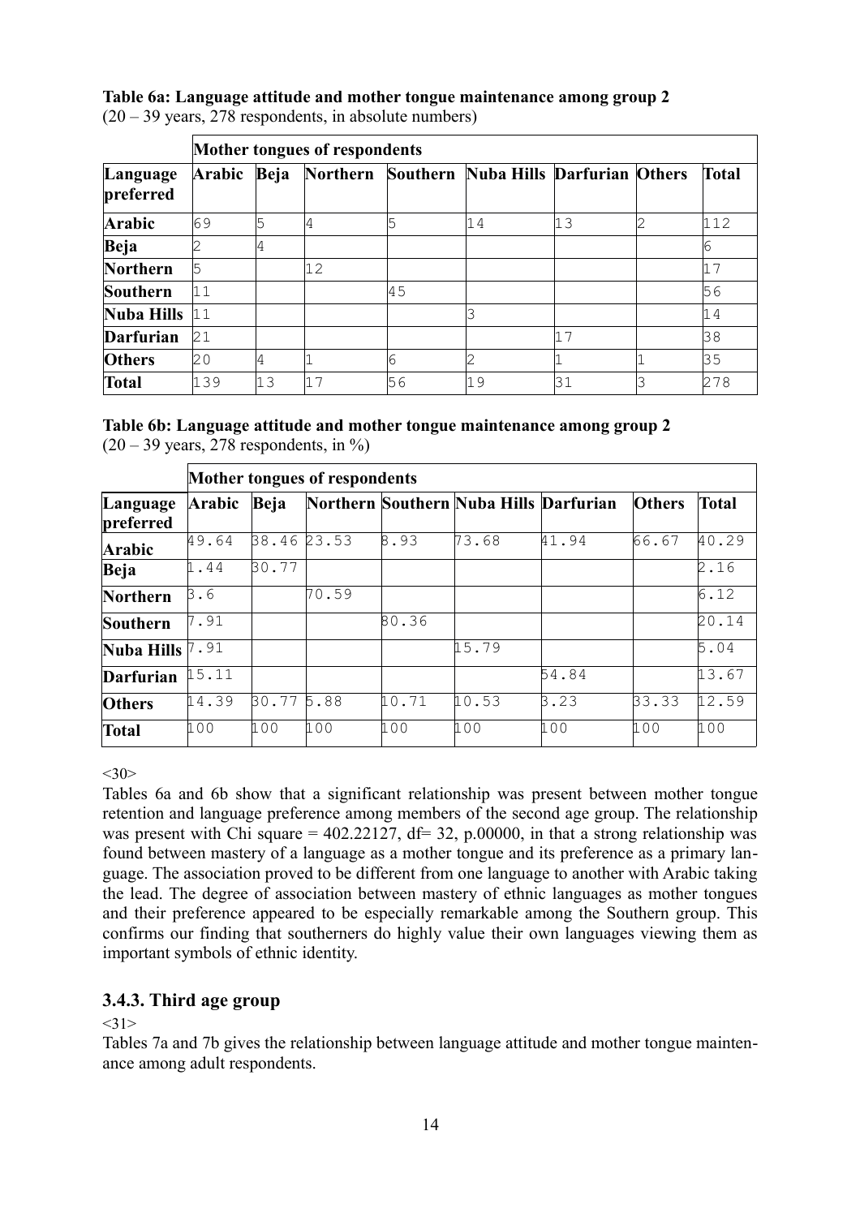**Table 6a: Language attitude and mother tongue maintenance among group 2**
(20 – 39 years, 278 respondents, in absolute numbers)

| | Mother tongues of respondents | | | | | | | |
|---|---|---|---|---|---|---|---|---|
| **Language preferred** | **Arabic** | **Beja** | **Northern** | **Southern** | **Nuba Hills** | **Darfurian** | **Others** | **Total** |
| **Arabic** | 69 | 5 | 4 | 5 | 14 | 13 | 2 | 112 |
| **Beja** | 2 | 4 | | | | | | 6 |
| **Northern** | 5 | | 12 | | | | | 17 |
| **Southern** | 11 | | | 45 | | | | 56 |
| **Nuba Hills** | 11 | | | | 3 | | | 14 |
| **Darfurian** | 21 | | | | | 17 | | 38 |
| **Others** | 20 | 4 | 1 | 6 | 2 | 1 | 1 | 35 |
| **Total** | 139 | 13 | 17 | 56 | 19 | 31 | 3 | 278 |

**Table 6b: Language attitude and mother tongue maintenance among group 2**
(20 – 39 years, 278 respondents, in %)

| | Mother tongues of respondents | | | | | | | |
|---|---|---|---|---|---|---|---|---|
| **Language preferred** | **Arabic** | **Beja** | **Northern** | **Southern** | **Nuba Hills** | **Darfurian** | **Others** | **Total** |
| **Arabic** | 49.64 | 38.46 | 23.53 | 8.93 | 73.68 | 41.94 | 66.67 | 40.29 |
| **Beja** | 1.44 | 30.77 | | | | | | 2.16 |
| **Northern** | 3.6 | | 70.59 | | | | | 6.12 |
| **Southern** | 7.91 | | | 80.36 | | | | 20.14 |
| **Nuba Hills** | 7.91 | | | | 15.79 | | | 5.04 |
| **Darfurian** | 15.11 | | | | | 54.84 | | 13.67 |
| **Others** | 14.39 | 30.77 | 5.88 | 10.71 | 10.53 | 3.23 | 33.33 | 12.59 |
| **Total** | 100 | 100 | 100 | 100 | 100 | 100 | 100 | 100 |

<30>

Tables 6a and 6b show that a significant relationship was present between mother tongue retention and language preference among members of the second age group. The relationship was present with Chi square = 402.22127, df= 32, p.00000, in that a strong relationship was found between mastery of a language as a mother tongue and its preference as a primary language. The association proved to be different from one language to another with Arabic taking the lead. The degree of association between mastery of ethnic languages as mother tongues and their preference appeared to be especially remarkable among the Southern group. This confirms our finding that southerners do highly value their own languages viewing them as important symbols of ethnic identity.

### 3.4.3. Third age group

<31>

Tables 7a and 7b gives the relationship between language attitude and mother tongue maintenance among adult respondents.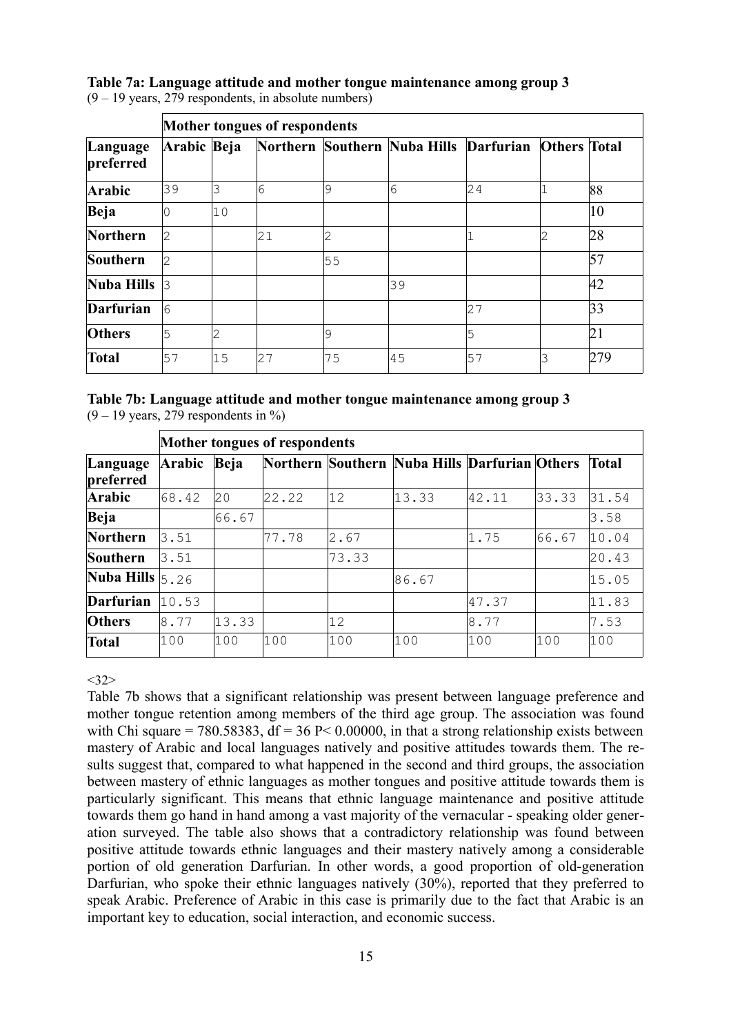**Table 7a: Language attitude and mother tongue maintenance among group 3**
(9 – 19 years, 279 respondents, in absolute numbers)

| | Mother tongues of respondents | | | | | | | |
|---|---|---|---|---|---|---|---|---|
| **Language preferred** | **Arabic** | **Beja** | **Northern** | **Southern** | **Nuba Hills** | **Darfurian** | **Others** | **Total** |
| **Arabic** | 39 | 3 | 6 | 9 | 6 | 24 | 1 | 88 |
| **Beja** | 0 | 10 | | | | | | 10 |
| **Northern** | 2 | | 21 | 2 | | 1 | 2 | 28 |
| **Southern** | 2 | | | 55 | | | | 57 |
| **Nuba Hills** | 3 | | | | 39 | | | 42 |
| **Darfurian** | 6 | | | | | 27 | | 33 |
| **Others** | 5 | 2 | | 9 | | 5 | | 21 |
| **Total** | 57 | 15 | 27 | 75 | 45 | 57 | 3 | 279 |

**Table 7b: Language attitude and mother tongue maintenance among group 3**
(9 – 19 years, 279 respondents in %)

| | Mother tongues of respondents | | | | | | | |
|---|---|---|---|---|---|---|---|---|
| **Language preferred** | **Arabic** | **Beja** | **Northern** | **Southern** | **Nuba Hills** | **Darfurian** | **Others** | **Total** |
| **Arabic** | 68.42 | 20 | 22.22 | 12 | 13.33 | 42.11 | 33.33 | 31.54 |
| **Beja** | | 66.67 | | | | | | 3.58 |
| **Northern** | 3.51 | | 77.78 | 2.67 | | 1.75 | 66.67 | 10.04 |
| **Southern** | 3.51 | | | 73.33 | | | | 20.43 |
| **Nuba Hills** | 5.26 | | | | 86.67 | | | 15.05 |
| **Darfurian** | 10.53 | | | | | 47.37 | | 11.83 |
| **Others** | 8.77 | 13.33 | | 12 | | 8.77 | | 7.53 |
| **Total** | 100 | 100 | 100 | 100 | 100 | 100 | 100 | 100 |

<32>

Table 7b shows that a significant relationship was present between language preference and mother tongue retention among members of the third age group. The association was found with Chi square = 780.58383, df = 36 P< 0.00000, in that a strong relationship exists between mastery of Arabic and local languages natively and positive attitudes towards them. The results suggest that, compared to what happened in the second and third groups, the association between mastery of ethnic languages as mother tongues and positive attitude towards them is particularly significant. This means that ethnic language maintenance and positive attitude towards them go hand in hand among a vast majority of the vernacular - speaking older generation surveyed. The table also shows that a contradictory relationship was found between positive attitude towards ethnic languages and their mastery natively among a considerable portion of old generation Darfurian. In other words, a good proportion of old-generation Darfurian, who spoke their ethnic languages natively (30%), reported that they preferred to speak Arabic. Preference of Arabic in this case is primarily due to the fact that Arabic is an important key to education, social interaction, and economic success.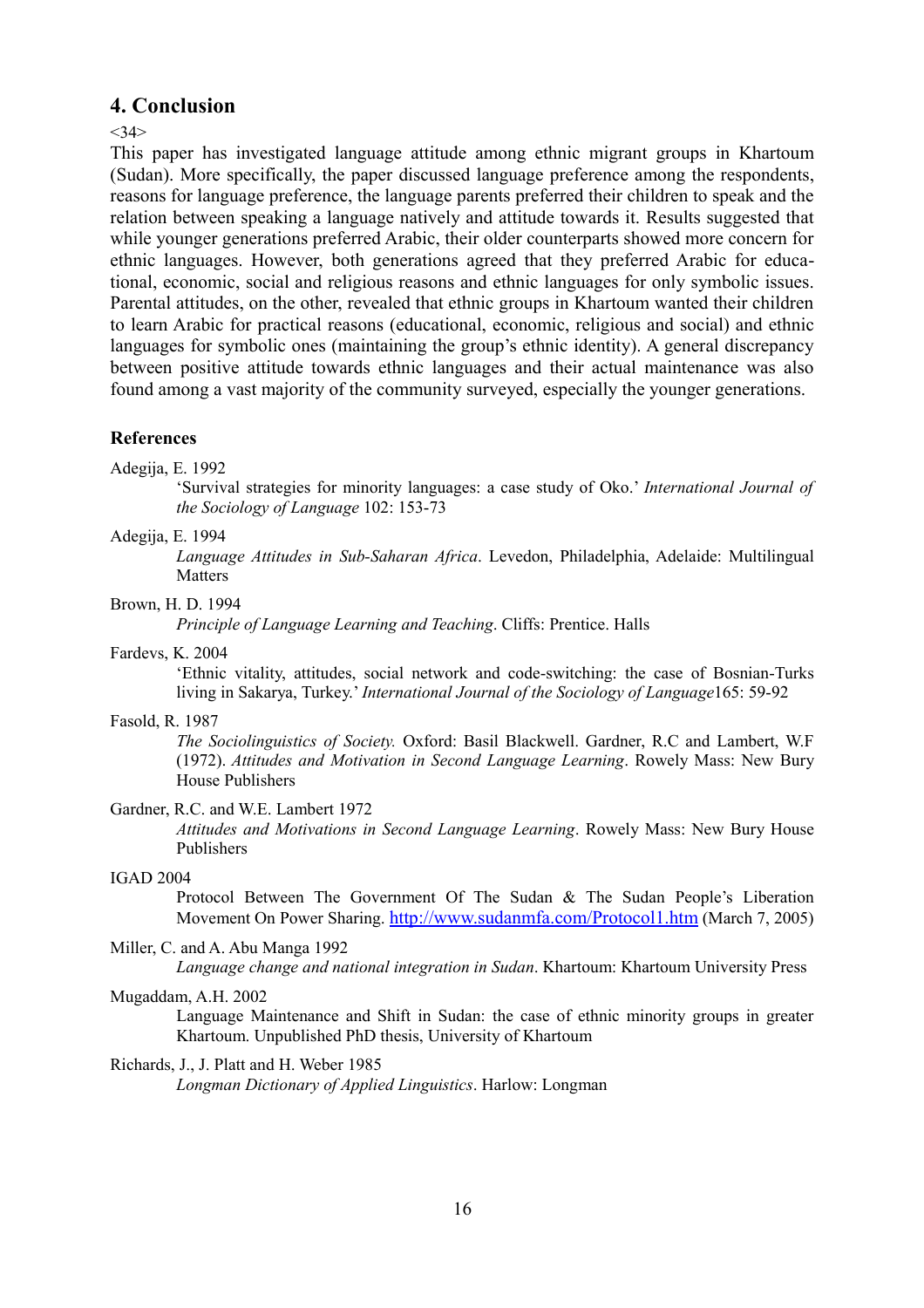## 4. Conclusion

<34>

This paper has investigated language attitude among ethnic migrant groups in Khartoum (Sudan). More specifically, the paper discussed language preference among the respondents, reasons for language preference, the language parents preferred their children to speak and the relation between speaking a language natively and attitude towards it. Results suggested that while younger generations preferred Arabic, their older counterparts showed more concern for ethnic languages. However, both generations agreed that they preferred Arabic for educational, economic, social and religious reasons and ethnic languages for only symbolic issues. Parental attitudes, on the other, revealed that ethnic groups in Khartoum wanted their children to learn Arabic for practical reasons (educational, economic, religious and social) and ethnic languages for symbolic ones (maintaining the group's ethnic identity). A general discrepancy between positive attitude towards ethnic languages and their actual maintenance was also found among a vast majority of the community surveyed, especially the younger generations.

### References

Adegija, E. 1992
'Survival strategies for minority languages: a case study of Oko.' *International Journal of the Sociology of Language* 102: 153-73

Adegija, E. 1994
*Language Attitudes in Sub-Saharan Africa*. Levedon, Philadelphia, Adelaide: Multilingual Matters

Brown, H. D. 1994
*Principle of Language Learning and Teaching*. Cliffs: Prentice. Halls

Fardevs, K. 2004
'Ethnic vitality, attitudes, social network and code-switching: the case of Bosnian-Turks living in Sakarya, Turkey.' *International Journal of the Sociology of Language*165: 59-92

Fasold, R. 1987
*The Sociolinguistics of Society.* Oxford: Basil Blackwell. Gardner, R.C and Lambert, W.F (1972). *Attitudes and Motivation in Second Language Learning*. Rowely Mass: New Bury House Publishers

Gardner, R.C. and W.E. Lambert 1972
*Attitudes and Motivations in Second Language Learning*. Rowely Mass: New Bury House Publishers

IGAD 2004
Protocol Between The Government Of The Sudan & The Sudan People's Liberation Movement On Power Sharing. http://www.sudanmfa.com/Protocol1.htm (March 7, 2005)

Miller, C. and A. Abu Manga 1992
*Language change and national integration in Sudan*. Khartoum: Khartoum University Press

Mugaddam, A.H. 2002
Language Maintenance and Shift in Sudan: the case of ethnic minority groups in greater Khartoum. Unpublished PhD thesis, University of Khartoum

Richards, J., J. Platt and H. Weber 1985
*Longman Dictionary of Applied Linguistics*. Harlow: Longman